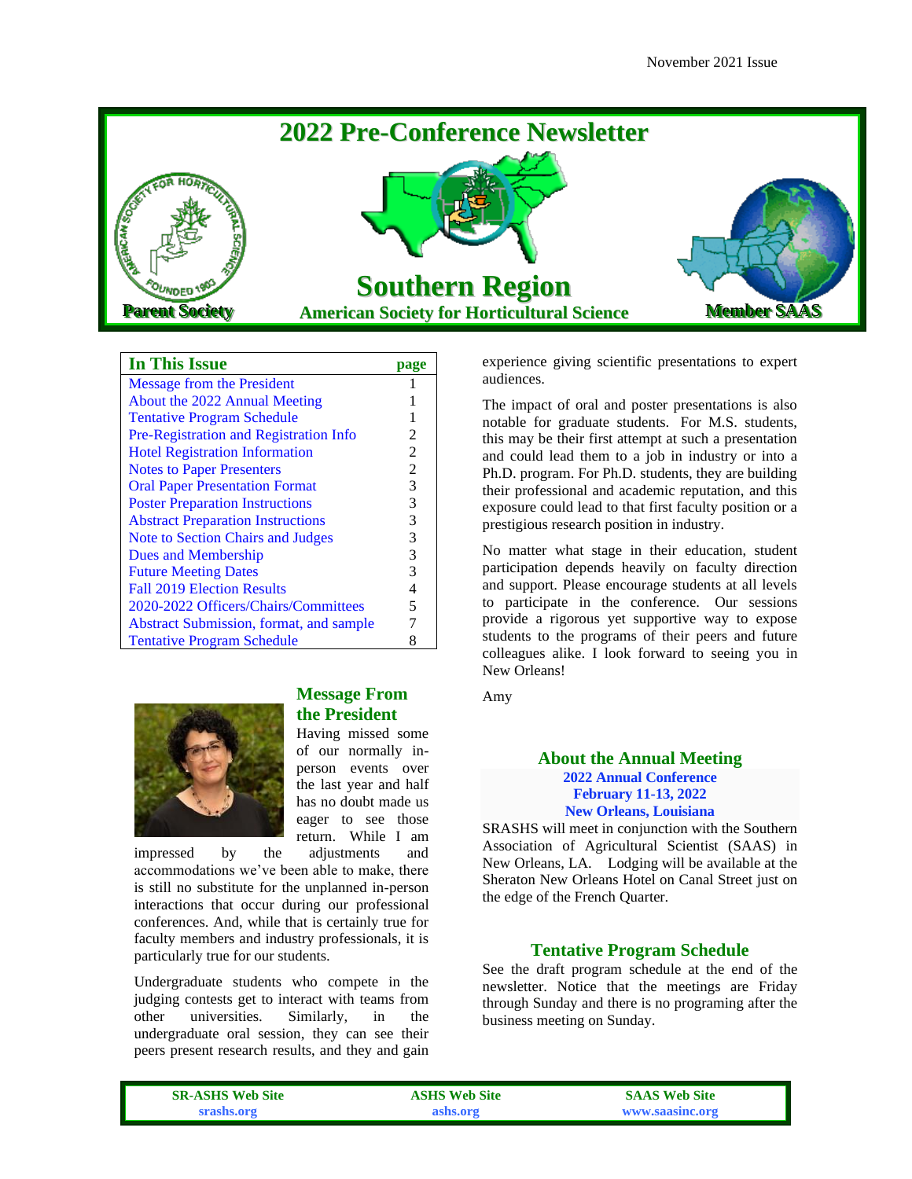November 2021 Issue

# 2022 Pre-Conference Newsletter

Parent Society

## Southern Region

### American Society for Horticultural Science

Member SAAS

| In This Issue | page |
|---|---|
| Message from the President | 1 |
| About the 2022 Annual Meeting | 1 |
| Tentative Program Schedule | 1 |
| Pre-Registration and Registration Info | 2 |
| Hotel Registration Information | 2 |
| Notes to Paper Presenters | 2 |
| Oral Paper Presentation Format | 3 |
| Poster Preparation Instructions | 3 |
| Abstract Preparation Instructions | 3 |
| Note to Section Chairs and Judges | 3 |
| Dues and Membership | 3 |
| Future Meeting Dates | 3 |
| Fall 2019 Election Results | 4 |
| 2020-2022 Officers/Chairs/Committees | 5 |
| Abstract Submission, format, and sample | 7 |
| Tentative Program Schedule | 8 |

## Message From the President

Having missed some of our normally in-person events over the last year and half has no doubt made us eager to see those return. While I am impressed by the adjustments and accommodations we've been able to make, there is still no substitute for the unplanned in-person interactions that occur during our professional conferences. And, while that is certainly true for faculty members and industry professionals, it is particularly true for our students.

Undergraduate students who compete in the judging contests get to interact with teams from other universities. Similarly, in the undergraduate oral session, they can see their peers present research results, and they and gain experience giving scientific presentations to expert audiences.

The impact of oral and poster presentations is also notable for graduate students. For M.S. students, this may be their first attempt at such a presentation and could lead them to a job in industry or into a Ph.D. program. For Ph.D. students, they are building their professional and academic reputation, and this exposure could lead to that first faculty position or a prestigious research position in industry.

No matter what stage in their education, student participation depends heavily on faculty direction and support. Please encourage students at all levels to participate in the conference. Our sessions provide a rigorous yet supportive way to expose students to the programs of their peers and future colleagues alike. I look forward to seeing you in New Orleans!

Amy

## About the Annual Meeting

**2022 Annual Conference**
**February 11-13, 2022**
**New Orleans, Louisiana**

SRASHS will meet in conjunction with the Southern Association of Agricultural Scientist (SAAS) in New Orleans, LA. Lodging will be available at the Sheraton New Orleans Hotel on Canal Street just on the edge of the French Quarter.

## Tentative Program Schedule

See the draft program schedule at the end of the newsletter. Notice that the meetings are Friday through Sunday and there is no programing after the business meeting on Sunday.

| SR-ASHS Web Site | ASHS Web Site | SAAS Web Site |
|---|---|---|
| srashs.org | ashs.org | www.saasinc.org |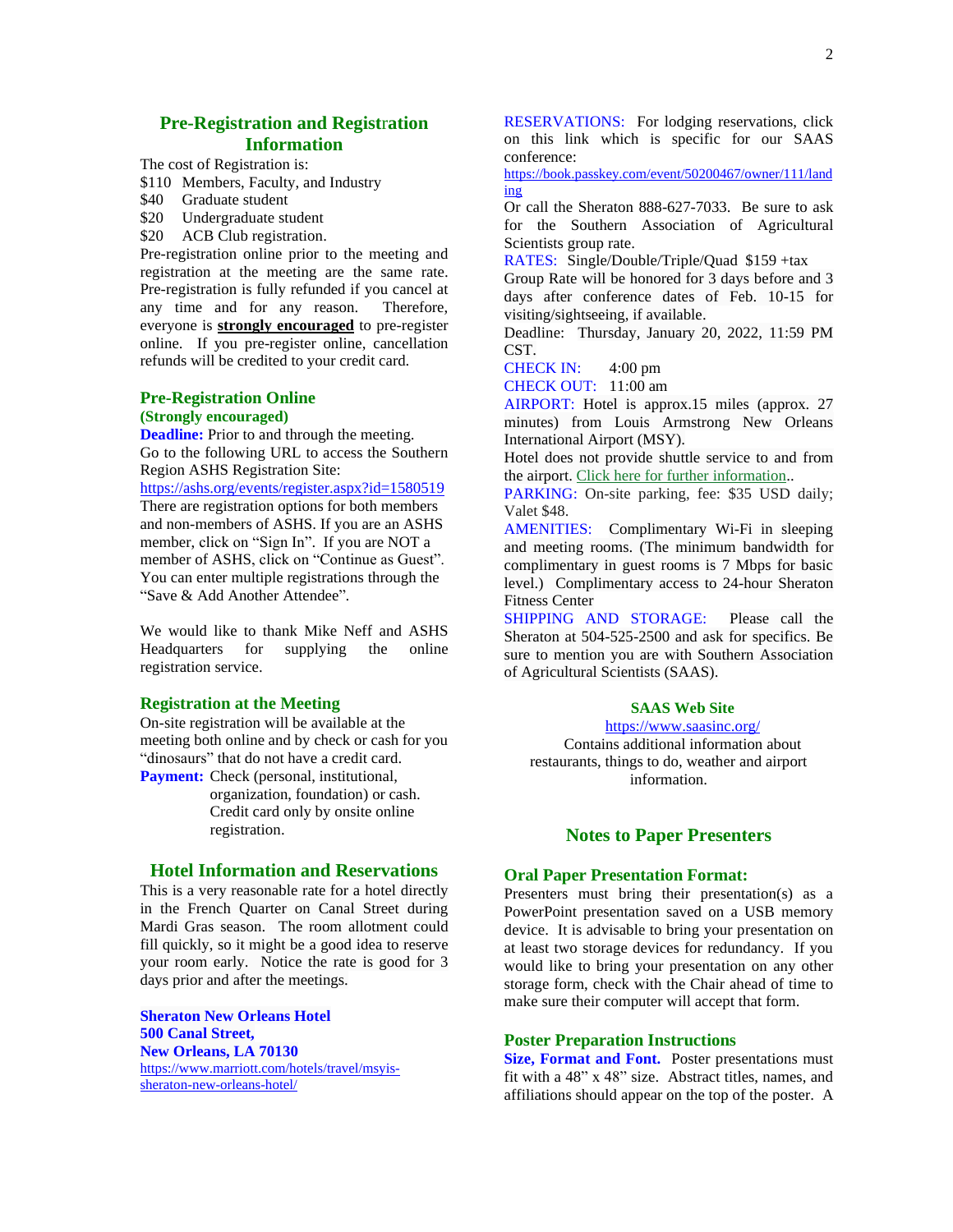## Pre-Registration and Registration Information

The cost of Registration is:

$110 Members, Faculty, and Industry
$40 Graduate student
$20 Undergraduate student
$20 ACB Club registration.

Pre-registration online prior to the meeting and registration at the meeting are the same rate. Pre-registration is fully refunded if you cancel at any time and for any reason. Therefore, everyone is **strongly encouraged** to pre-register online. If you pre-register online, cancellation refunds will be credited to your credit card.

### Pre-Registration Online
**(Strongly encouraged)**

**Deadline:** Prior to and through the meeting.

Go to the following URL to access the Southern Region ASHS Registration Site:

https://ashs.org/events/register.aspx?id=1580519

There are registration options for both members and non-members of ASHS. If you are an ASHS member, click on "Sign In". If you are NOT a member of ASHS, click on "Continue as Guest". You can enter multiple registrations through the "Save & Add Another Attendee".

We would like to thank Mike Neff and ASHS Headquarters for supplying the online registration service.

### Registration at the Meeting

On-site registration will be available at the meeting both online and by check or cash for you "dinosaurs" that do not have a credit card.

**Payment:** Check (personal, institutional, organization, foundation) or cash. Credit card only by onsite online registration.

## Hotel Information and Reservations

This is a very reasonable rate for a hotel directly in the French Quarter on Canal Street during Mardi Gras season. The room allotment could fill quickly, so it might be a good idea to reserve your room early. Notice the rate is good for 3 days prior and after the meetings.

**Sheraton New Orleans Hotel**
**500 Canal Street,**
**New Orleans, LA 70130**
https://www.marriott.com/hotels/travel/msyis-sheraton-new-orleans-hotel/

RESERVATIONS: For lodging reservations, click on this link which is specific for our SAAS conference:
https://book.passkey.com/event/50200467/owner/111/landing

Or call the Sheraton 888-627-7033. Be sure to ask for the Southern Association of Agricultural Scientists group rate.

RATES: Single/Double/Triple/Quad $159 +tax

Group Rate will be honored for 3 days before and 3 days after conference dates of Feb. 10-15 for visiting/sightseeing, if available.

Deadline: Thursday, January 20, 2022, 11:59 PM CST.

CHECK IN: 4:00 pm

CHECK OUT: 11:00 am

AIRPORT: Hotel is approx.15 miles (approx. 27 minutes) from Louis Armstrong New Orleans International Airport (MSY).

Hotel does not provide shuttle service to and from the airport. Click here for further information..

PARKING: On-site parking, fee: $35 USD daily; Valet $48.

AMENITIES: Complimentary Wi-Fi in sleeping and meeting rooms. (The minimum bandwidth for complimentary in guest rooms is 7 Mbps for basic level.) Complimentary access to 24-hour Sheraton Fitness Center

SHIPPING AND STORAGE: Please call the Sheraton at 504-525-2500 and ask for specifics. Be sure to mention you are with Southern Association of Agricultural Scientists (SAAS).

**SAAS Web Site**
https://www.saasinc.org/
Contains additional information about restaurants, things to do, weather and airport information.

## Notes to Paper Presenters

### Oral Paper Presentation Format:

Presenters must bring their presentation(s) as a PowerPoint presentation saved on a USB memory device. It is advisable to bring your presentation on at least two storage devices for redundancy. If you would like to bring your presentation on any other storage form, check with the Chair ahead of time to make sure their computer will accept that form.

### Poster Preparation Instructions

**Size, Format and Font.** Poster presentations must fit with a 48" x 48" size. Abstract titles, names, and affiliations should appear on the top of the poster. A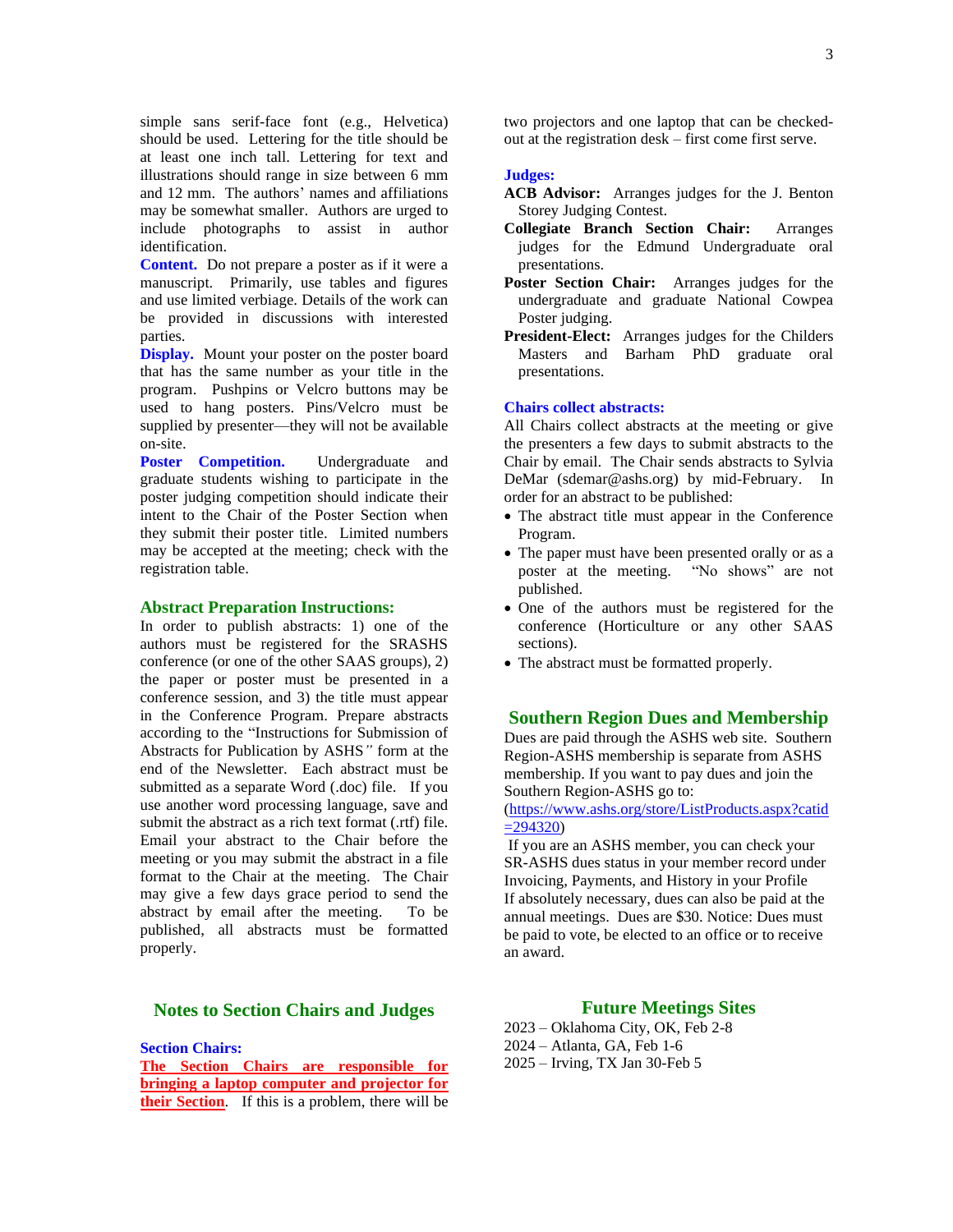simple sans serif-face font (e.g., Helvetica) should be used. Lettering for the title should be at least one inch tall. Lettering for text and illustrations should range in size between 6 mm and 12 mm. The authors' names and affiliations may be somewhat smaller. Authors are urged to include photographs to assist in author identification.

**Content.** Do not prepare a poster as if it were a manuscript. Primarily, use tables and figures and use limited verbiage. Details of the work can be provided in discussions with interested parties.

**Display.** Mount your poster on the poster board that has the same number as your title in the program. Pushpins or Velcro buttons may be used to hang posters. Pins/Velcro must be supplied by presenter—they will not be available on-site.

**Poster Competition.** Undergraduate and graduate students wishing to participate in the poster judging competition should indicate their intent to the Chair of the Poster Section when they submit their poster title. Limited numbers may be accepted at the meeting; check with the registration table.

## Abstract Preparation Instructions:

In order to publish abstracts: 1) one of the authors must be registered for the SRASHS conference (or one of the other SAAS groups), 2) the paper or poster must be presented in a conference session, and 3) the title must appear in the Conference Program. Prepare abstracts according to the "Instructions for Submission of Abstracts for Publication by ASHS" form at the end of the Newsletter. Each abstract must be submitted as a separate Word (.doc) file. If you use another word processing language, save and submit the abstract as a rich text format (.rtf) file. Email your abstract to the Chair before the meeting or you may submit the abstract in a file format to the Chair at the meeting. The Chair may give a few days grace period to send the abstract by email after the meeting. To be published, all abstracts must be formatted properly.

## Notes to Section Chairs and Judges

### Section Chairs:

**The Section Chairs are responsible for bringing a laptop computer and projector for their Section**. If this is a problem, there will be two projectors and one laptop that can be checked-out at the registration desk – first come first serve.

### Judges:

**ACB Advisor:** Arranges judges for the J. Benton Storey Judging Contest.

**Collegiate Branch Section Chair:** Arranges judges for the Edmund Undergraduate oral presentations.

**Poster Section Chair:** Arranges judges for the undergraduate and graduate National Cowpea Poster judging.

**President-Elect:** Arranges judges for the Childers Masters and Barham PhD graduate oral presentations.

### Chairs collect abstracts:

All Chairs collect abstracts at the meeting or give the presenters a few days to submit abstracts to the Chair by email. The Chair sends abstracts to Sylvia DeMar (sdemar@ashs.org) by mid-February. In order for an abstract to be published:

- The abstract title must appear in the Conference Program.
- The paper must have been presented orally or as a poster at the meeting. "No shows" are not published.
- One of the authors must be registered for the conference (Horticulture or any other SAAS sections).
- The abstract must be formatted properly.

## Southern Region Dues and Membership

Dues are paid through the ASHS web site. Southern Region-ASHS membership is separate from ASHS membership. If you want to pay dues and join the Southern Region-ASHS go to: (https://www.ashs.org/store/ListProducts.aspx?catid=294320)

If you are an ASHS member, you can check your SR-ASHS dues status in your member record under Invoicing, Payments, and History in your Profile

If absolutely necessary, dues can also be paid at the annual meetings. Dues are $30. Notice: Dues must be paid to vote, be elected to an office or to receive an award.

## Future Meetings Sites

2023 – Oklahoma City, OK, Feb 2-8
2024 – Atlanta, GA, Feb 1-6
2025 – Irving, TX Jan 30-Feb 5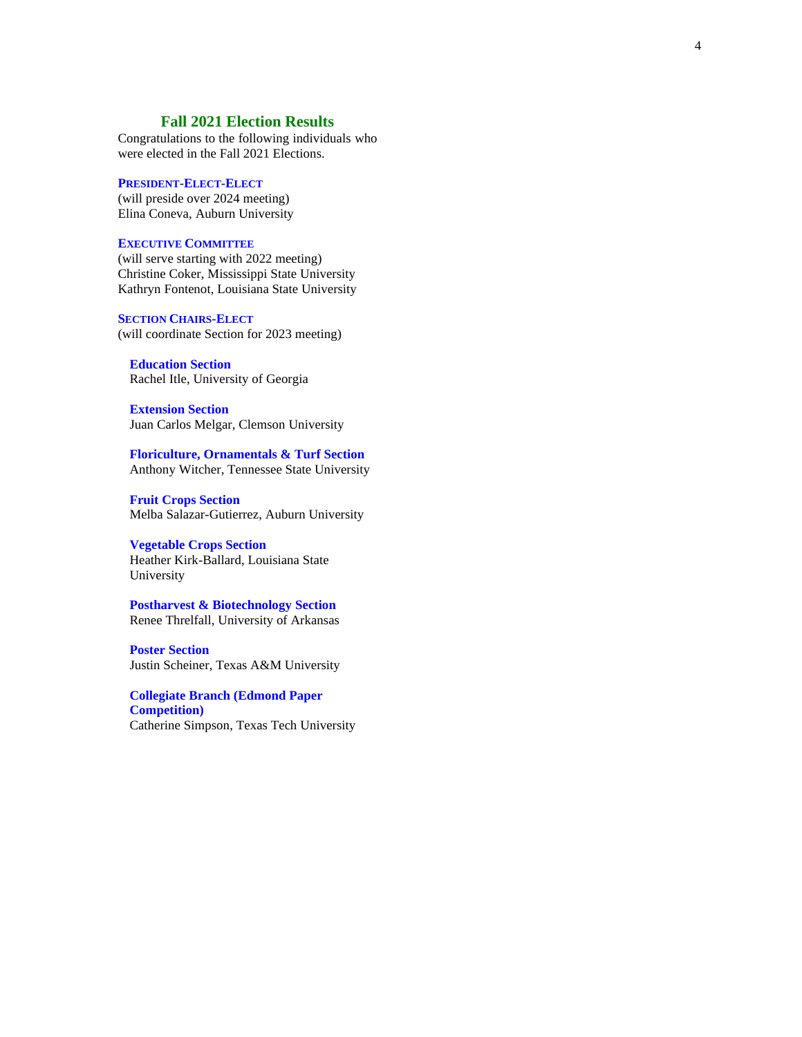## Fall 2021 Election Results

Congratulations to the following individuals who were elected in the Fall 2021 Elections.

### President-Elect-Elect

(will preside over 2024 meeting)
Elina Coneva, Auburn University

### Executive Committee

(will serve starting with 2022 meeting)
Christine Coker, Mississippi State University
Kathryn Fontenot, Louisiana State University

### Section Chairs-Elect

(will coordinate Section for 2023 meeting)

**Education Section**
Rachel Itle, University of Georgia

**Extension Section**
Juan Carlos Melgar, Clemson University

**Floriculture, Ornamentals & Turf Section**
Anthony Witcher, Tennessee State University

**Fruit Crops Section**
Melba Salazar-Gutierrez, Auburn University

**Vegetable Crops Section**
Heather Kirk-Ballard, Louisiana State University

**Postharvest & Biotechnology Section**
Renee Threlfall, University of Arkansas

**Poster Section**
Justin Scheiner, Texas A&M University

**Collegiate Branch (Edmond Paper Competition)**
Catherine Simpson, Texas Tech University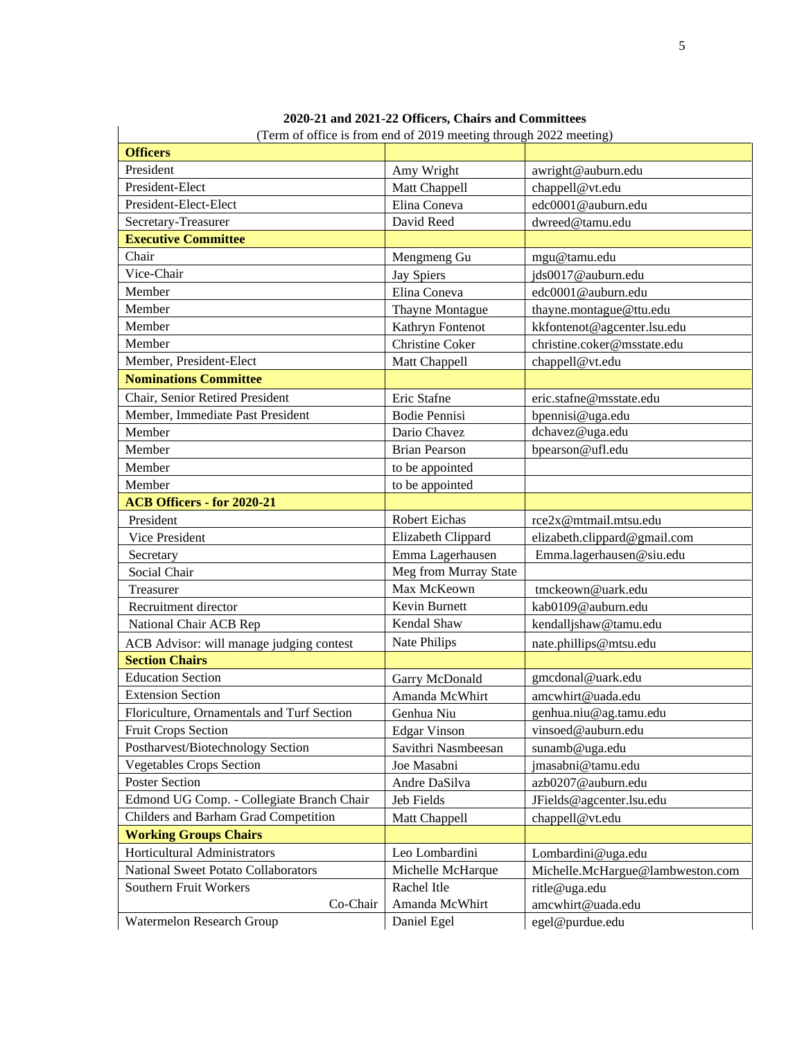**2020-21 and 2021-22 Officers, Chairs and Committees**

(Term of office is from end of 2019 meeting through 2022 meeting)

| **Officers** | | |
|---|---|---|
| President | Amy Wright | awright@auburn.edu |
| President-Elect | Matt Chappell | chappell@vt.edu |
| President-Elect-Elect | Elina Coneva | edc0001@auburn.edu |
| Secretary-Treasurer | David Reed | dwreed@tamu.edu |
| **Executive Committee** | | |
| Chair | Mengmeng Gu | mgu@tamu.edu |
| Vice-Chair | Jay Spiers | jds0017@auburn.edu |
| Member | Elina Coneva | edc0001@auburn.edu |
| Member | Thayne Montague | thayne.montague@ttu.edu |
| Member | Kathryn Fontenot | kkfontenot@agcenter.lsu.edu |
| Member | Christine Coker | christine.coker@msstate.edu |
| Member, President-Elect | Matt Chappell | chappell@vt.edu |
| **Nominations Committee** | | |
| Chair, Senior Retired President | Eric Stafne | eric.stafne@msstate.edu |
| Member, Immediate Past President | Bodie Pennisi | bpennisi@uga.edu |
| Member | Dario Chavez | dchavez@uga.edu |
| Member | Brian Pearson | bpearson@ufl.edu |
| Member | to be appointed | |
| Member | to be appointed | |
| **ACB Officers - for 2020-21** | | |
| President | Robert Eichas | rce2x@mtmail.mtsu.edu |
| Vice President | Elizabeth Clippard | elizabeth.clippard@gmail.com |
| Secretary | Emma Lagerhausen | Emma.lagerhausen@siu.edu |
| Social Chair | Meg from Murray State | |
| Treasurer | Max McKeown | tmckeown@uark.edu |
| Recruitment director | Kevin Burnett | kab0109@auburn.edu |
| National Chair ACB Rep | Kendal Shaw | kendalljshaw@tamu.edu |
| ACB Advisor: will manage judging contest | Nate Philips | nate.phillips@mtsu.edu |
| **Section Chairs** | | |
| Education Section | Garry McDonald | gmcdonal@uark.edu |
| Extension Section | Amanda McWhirt | amcwhirt@uada.edu |
| Floriculture, Ornamentals and Turf Section | Genhua Niu | genhua.niu@ag.tamu.edu |
| Fruit Crops Section | Edgar Vinson | vinsoed@auburn.edu |
| Postharvest/Biotechnology Section | Savithri Nasmbeesan | sunamb@uga.edu |
| Vegetables Crops Section | Joe Masabni | jmasabni@tamu.edu |
| Poster Section | Andre DaSilva | azb0207@auburn.edu |
| Edmond UG Comp. - Collegiate Branch Chair | Jeb Fields | JFields@agcenter.lsu.edu |
| Childers and Barham Grad Competition | Matt Chappell | chappell@vt.edu |
| **Working Groups Chairs** | | |
| Horticultural Administrators | Leo Lombardini | Lombardini@uga.edu |
| National Sweet Potato Collaborators | Michelle McHarque | Michelle.McHargue@lambweston.com |
| Southern Fruit Workers | Rachel Itle | ritle@uga.edu |
| Co-Chair | Amanda McWhirt | amcwhirt@uada.edu |
| Watermelon Research Group | Daniel Egel | egel@purdue.edu |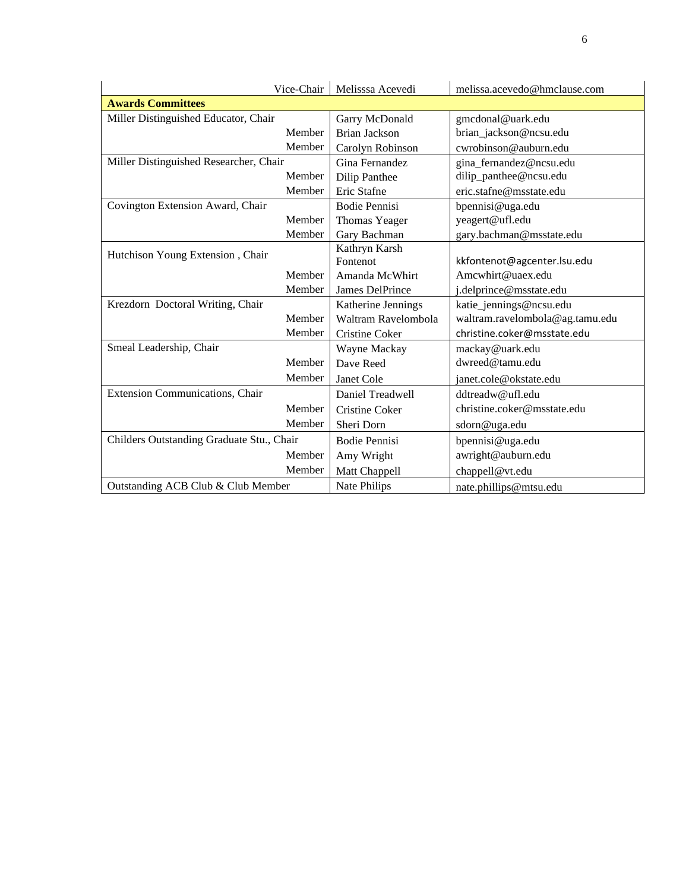| | | |
|---|---|---|
| Vice-Chair | Melisssa Acevedi | melissa.acevedo@hmclause.com |
| **Awards Committees** | | |
| Miller Distinguished Educator, Chair | Garry McDonald | gmcdonal@uark.edu |
| Member | Brian Jackson | brian_jackson@ncsu.edu |
| Member | Carolyn Robinson | cwrobinson@auburn.edu |
| Miller Distinguished Researcher, Chair | Gina Fernandez | gina_fernandez@ncsu.edu |
| Member | Dilip Panthee | dilip_panthee@ncsu.edu |
| Member | Eric Stafne | eric.stafne@msstate.edu |
| Covington Extension Award, Chair | Bodie Pennisi | bpennisi@uga.edu |
| Member | Thomas Yeager | yeagert@ufl.edu |
| Member | Gary Bachman | gary.bachman@msstate.edu |
| Hutchison Young Extension , Chair | Kathryn Karsh Fontenot | kkfontenot@agcenter.lsu.edu |
| Member | Amanda McWhirt | Amcwhirt@uaex.edu |
| Member | James DelPrince | j.delprince@msstate.edu |
| Krezdorn Doctoral Writing, Chair | Katherine Jennings | katie_jennings@ncsu.edu |
| Member | Waltram Ravelombola | waltram.ravelombola@ag.tamu.edu |
| Member | Cristine Coker | christine.coker@msstate.edu |
| Smeal Leadership, Chair | Wayne Mackay | mackay@uark.edu |
| Member | Dave Reed | dwreed@tamu.edu |
| Member | Janet Cole | janet.cole@okstate.edu |
| Extension Communications, Chair | Daniel Treadwell | ddtreadw@ufl.edu |
| Member | Cristine Coker | christine.coker@msstate.edu |
| Member | Sheri Dorn | sdorn@uga.edu |
| Childers Outstanding Graduate Stu., Chair | Bodie Pennisi | bpennisi@uga.edu |
| Member | Amy Wright | awright@auburn.edu |
| Member | Matt Chappell | chappell@vt.edu |
| Outstanding ACB Club & Club Member | Nate Philips | nate.phillips@mtsu.edu |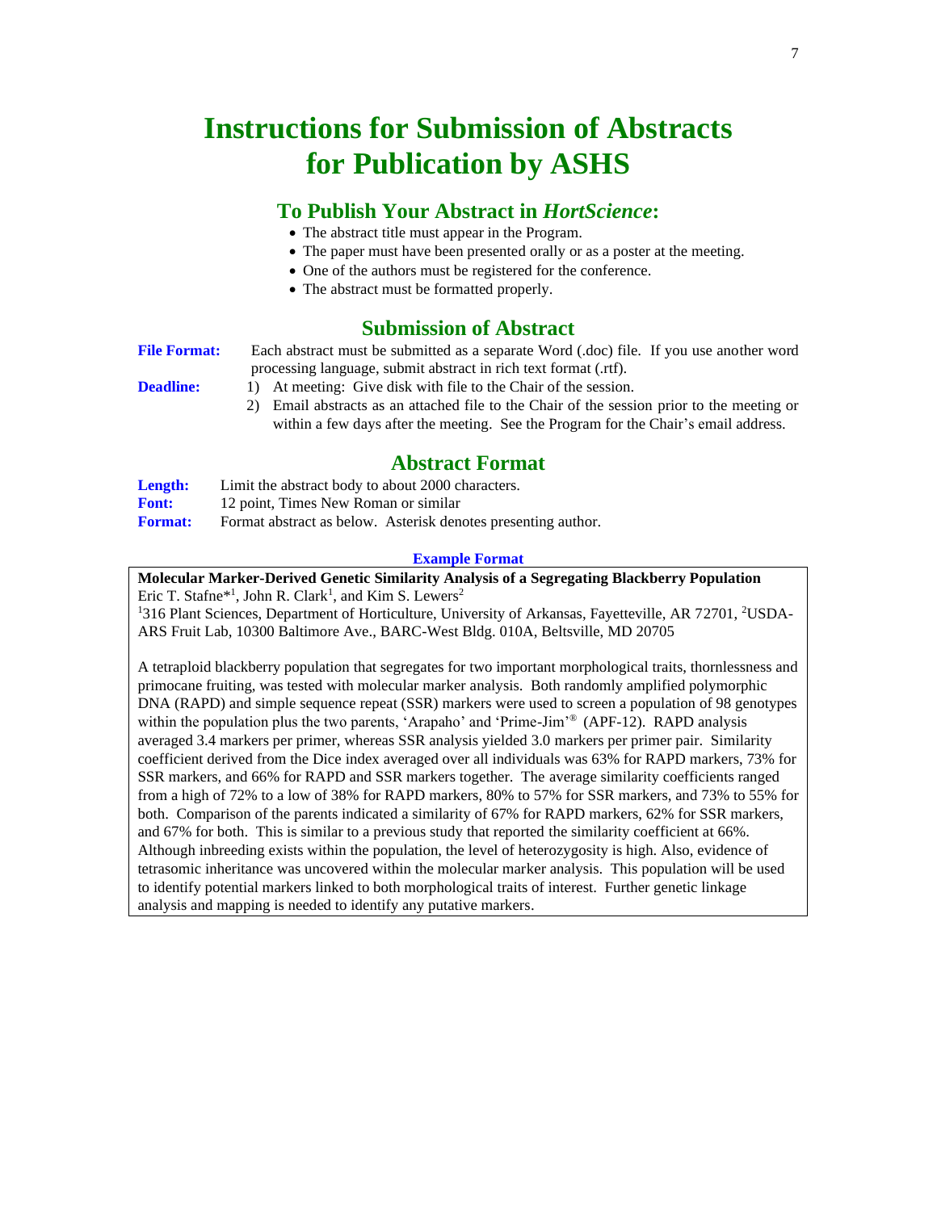# Instructions for Submission of Abstracts for Publication by ASHS

## To Publish Your Abstract in *HortScience*:

- The abstract title must appear in the Program.
- The paper must have been presented orally or as a poster at the meeting.
- One of the authors must be registered for the conference.
- The abstract must be formatted properly.

## Submission of Abstract

**File Format:** Each abstract must be submitted as a separate Word (.doc) file. If you use another word processing language, submit abstract in rich text format (.rtf).

**Deadline:**
1) At meeting: Give disk with file to the Chair of the session.
2) Email abstracts as an attached file to the Chair of the session prior to the meeting or within a few days after the meeting. See the Program for the Chair's email address.

## Abstract Format

**Length:** Limit the abstract body to about 2000 characters.

**Font:** 12 point, Times New Roman or similar

**Format:** Format abstract as below. Asterisk denotes presenting author.

**Example Format**

**Molecular Marker-Derived Genetic Similarity Analysis of a Segregating Blackberry Population**

Eric T. Stafne*[1], John R. Clark[1], and Kim S. Lewers[2]

[1]316 Plant Sciences, Department of Horticulture, University of Arkansas, Fayetteville, AR 72701, [2]USDA-ARS Fruit Lab, 10300 Baltimore Ave., BARC-West Bldg. 010A, Beltsville, MD 20705

A tetraploid blackberry population that segregates for two important morphological traits, thornlessness and primocane fruiting, was tested with molecular marker analysis. Both randomly amplified polymorphic DNA (RAPD) and simple sequence repeat (SSR) markers were used to screen a population of 98 genotypes within the population plus the two parents, 'Arapaho' and 'Prime-Jim'® (APF-12). RAPD analysis averaged 3.4 markers per primer, whereas SSR analysis yielded 3.0 markers per primer pair. Similarity coefficient derived from the Dice index averaged over all individuals was 63% for RAPD markers, 73% for SSR markers, and 66% for RAPD and SSR markers together. The average similarity coefficients ranged from a high of 72% to a low of 38% for RAPD markers, 80% to 57% for SSR markers, and 73% to 55% for both. Comparison of the parents indicated a similarity of 67% for RAPD markers, 62% for SSR markers, and 67% for both. This is similar to a previous study that reported the similarity coefficient at 66%. Although inbreeding exists within the population, the level of heterozygosity is high. Also, evidence of tetrasomic inheritance was uncovered within the molecular marker analysis. This population will be used to identify potential markers linked to both morphological traits of interest. Further genetic linkage analysis and mapping is needed to identify any putative markers.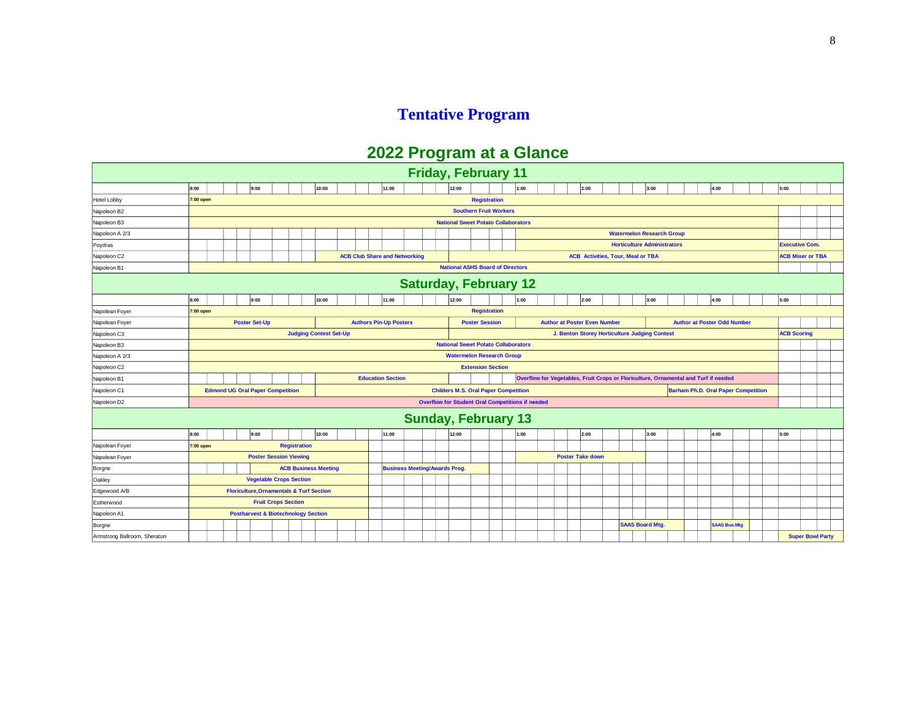# Tentative Program

## 2022 Program at a Glance

### Friday, February 11

| | 8:00 | 9:00 | 10:00 | 11:00 | 12:00 | 1:00 | 2:00 | 3:00 | 4:00 | 5:00 |
|---|---|---|---|---|---|---|---|---|---|---|
| Hotel Lobby | 7:00 open Registration | | | | | | | | | |
| Napoleon B2 | Southern Fruit Workers | | | | | | | | | |
| Napoleon B3 | National Sweet Potato Collaborators | | | | | | | | | |
| Napoleon A 2/3 | | | | | | Watermelon Research Group | | | | |
| Poydras | | | | | | Horticulture Administrators | | | | Executive Com. |
| Napoleon C2 | | | ACB Club Share and Networking | | ACB Activities, Tour, Meal or TBA | | | | | ACB Mixer or TBA |
| Napoleon B1 | National ASHS Board of Directors | | | | | | | | | |

### Saturday, February 12

| | 8:00 | 9:00 | 10:00 | 11:00 | 12:00 | 1:00 | 2:00 | 3:00 | 4:00 | 5:00 |
|---|---|---|---|---|---|---|---|---|---|---|
| Napolean Foyer | 7:00 open Registration | | | | | | | | | |
| Napolean Foyer | Poster Set-Up | | Authors Pin-Up Posters | | Poster Session | Author at Poster Even Number | | Author at Poster Odd Number | | |
| Napoleon C3 | Judging Contest Set-Up | | | | J. Benton Storey Horticulture Judging Contest | | | | | ACB Scoring |
| Napoleon B3 | National Sweet Potato Collaborators | | | | | | | | | |
| Napoleon A 2/3 | Watermelon Research Group | | | | | | | | | |
| Napoleon C2 | Extension Section | | | | | | | | | |
| Napoleon B1 | | | Education Section | | | Overflow for Vegetables, Fruit Crops or Floriculture, Ornamental and Turf if needed | | | | |
| Napoleon C1 | Edmond UG Oral Paper Competition | | Childers M.S. Oral Paper Competition | | | | | Barham Ph.D. Oral Paper Competition | | |
| Napoleon D2 | Overflow for Student Oral Competitions if needed | | | | | | | | | |

### Sunday, February 13

| | 8:00 | 9:00 | 10:00 | 11:00 | 12:00 | 1:00 | 2:00 | 3:00 | 4:00 | 5:00 |
|---|---|---|---|---|---|---|---|---|---|---|
| Napolean Foyer | 7:00 open Registration | | | | | | | | | |
| Napolean Foyer | Poster Session Viewing | | | | | Poster Take down | | | | |
| Borgne | ACB Business Meeting | | | Business Meeting/Awards Prog. | | | | | | |
| Oakley | Vegetable Crops Section | | | | | | | | | |
| Edgewood A/B | Floriculture,Ornamentals & Turf Section | | | | | | | | | |
| Estherwood | Fruit Crops Section | | | | | | | | | |
| Napoleon A1 | Postharvest & Biotechnology Section | | | | | | | | | |
| Borgne | | | | | | | SAAS Board Mtg. | | SAAS Bus.Mtg | |
| Armstrong Ballroom, Sheraton | | | | | | | | | | Super Bowl Party |